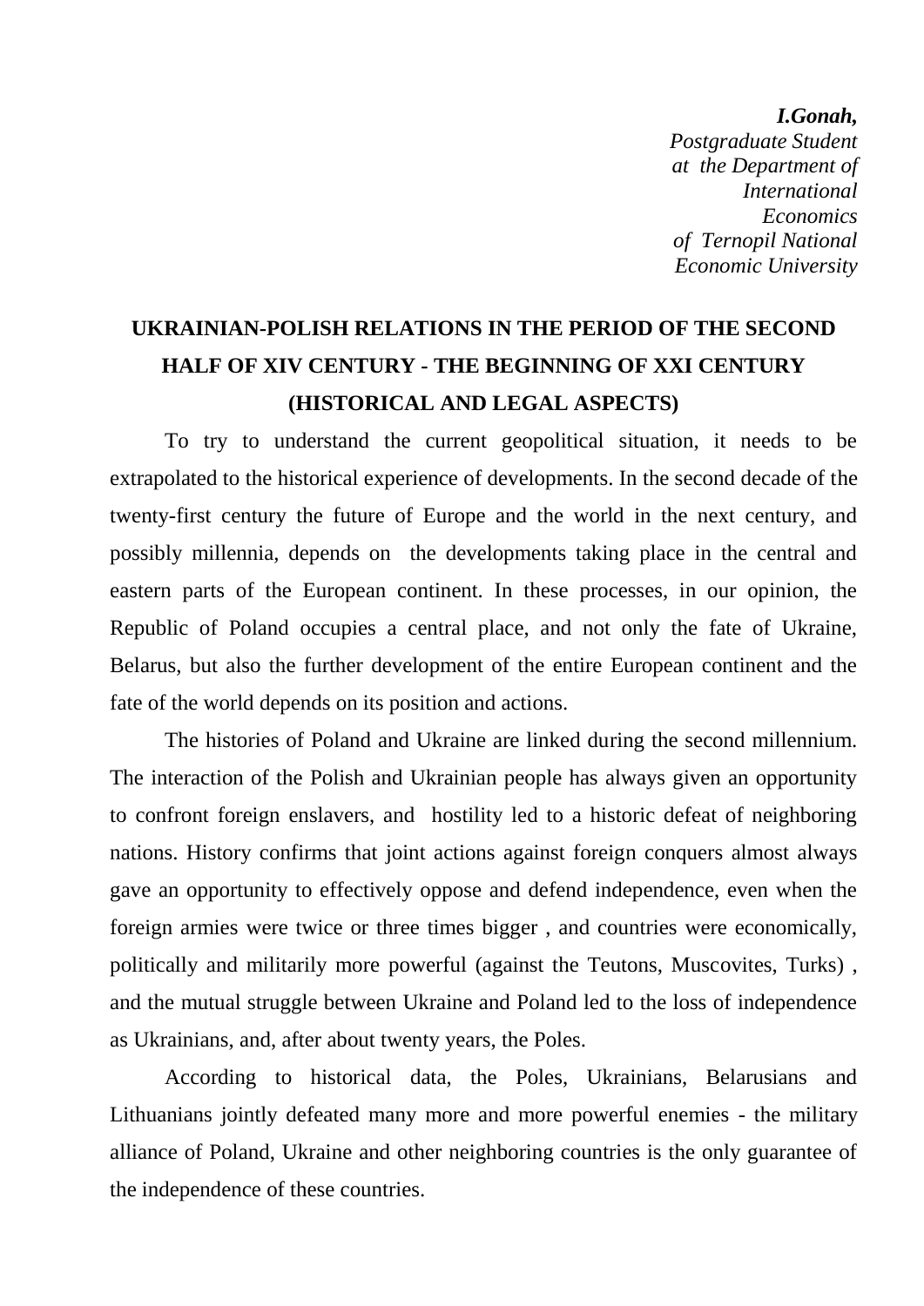***I.Gonah,***
*Postgraduate Student*
*at the Department of*
*International*
*Economics*
*of Ternopil National*
*Economic University*

# UKRAINIAN-POLISH RELATIONS IN THE PERIOD OF THE SECOND HALF OF XIV CENTURY - THE BEGINNING OF XXI CENTURY (HISTORICAL AND LEGAL ASPECTS)

To try to understand the current geopolitical situation, it needs to be extrapolated to the historical experience of developments. In the second decade of the twenty-first century the future of Europe and the world in the next century, and possibly millennia, depends on the developments taking place in the central and eastern parts of the European continent. In these processes, in our opinion, the Republic of Poland occupies a central place, and not only the fate of Ukraine, Belarus, but also the further development of the entire European continent and the fate of the world depends on its position and actions.

The histories of Poland and Ukraine are linked during the second millennium. The interaction of the Polish and Ukrainian people has always given an opportunity to confront foreign enslavers, and hostility led to a historic defeat of neighboring nations. History confirms that joint actions against foreign conquers almost always gave an opportunity to effectively oppose and defend independence, even when the foreign armies were twice or three times bigger , and countries were economically, politically and militarily more powerful (against the Teutons, Muscovites, Turks) , and the mutual struggle between Ukraine and Poland led to the loss of independence as Ukrainians, and, after about twenty years, the Poles.

According to historical data, the Poles, Ukrainians, Belarusians and Lithuanians jointly defeated many more and more powerful enemies - the military alliance of Poland, Ukraine and other neighboring countries is the only guarantee of the independence of these countries.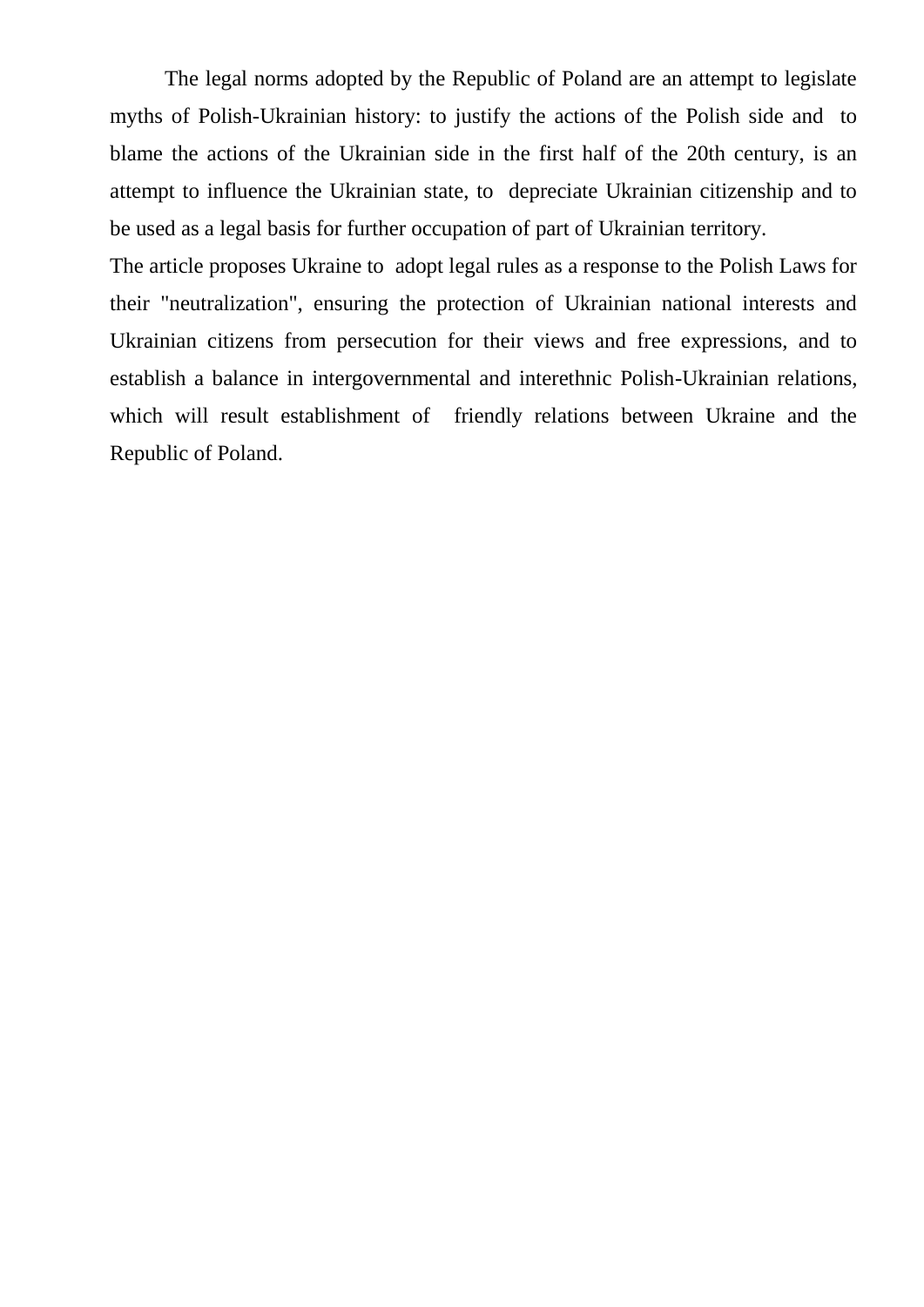The legal norms adopted by the Republic of Poland are an attempt to legislate myths of Polish-Ukrainian history: to justify the actions of the Polish side and to blame the actions of the Ukrainian side in the first half of the 20th century, is an attempt to influence the Ukrainian state, to depreciate Ukrainian citizenship and to be used as a legal basis for further occupation of part of Ukrainian territory.

The article proposes Ukraine to adopt legal rules as a response to the Polish Laws for their "neutralization", ensuring the protection of Ukrainian national interests and Ukrainian citizens from persecution for their views and free expressions, and to establish a balance in intergovernmental and interethnic Polish-Ukrainian relations, which will result establishment of friendly relations between Ukraine and the Republic of Poland.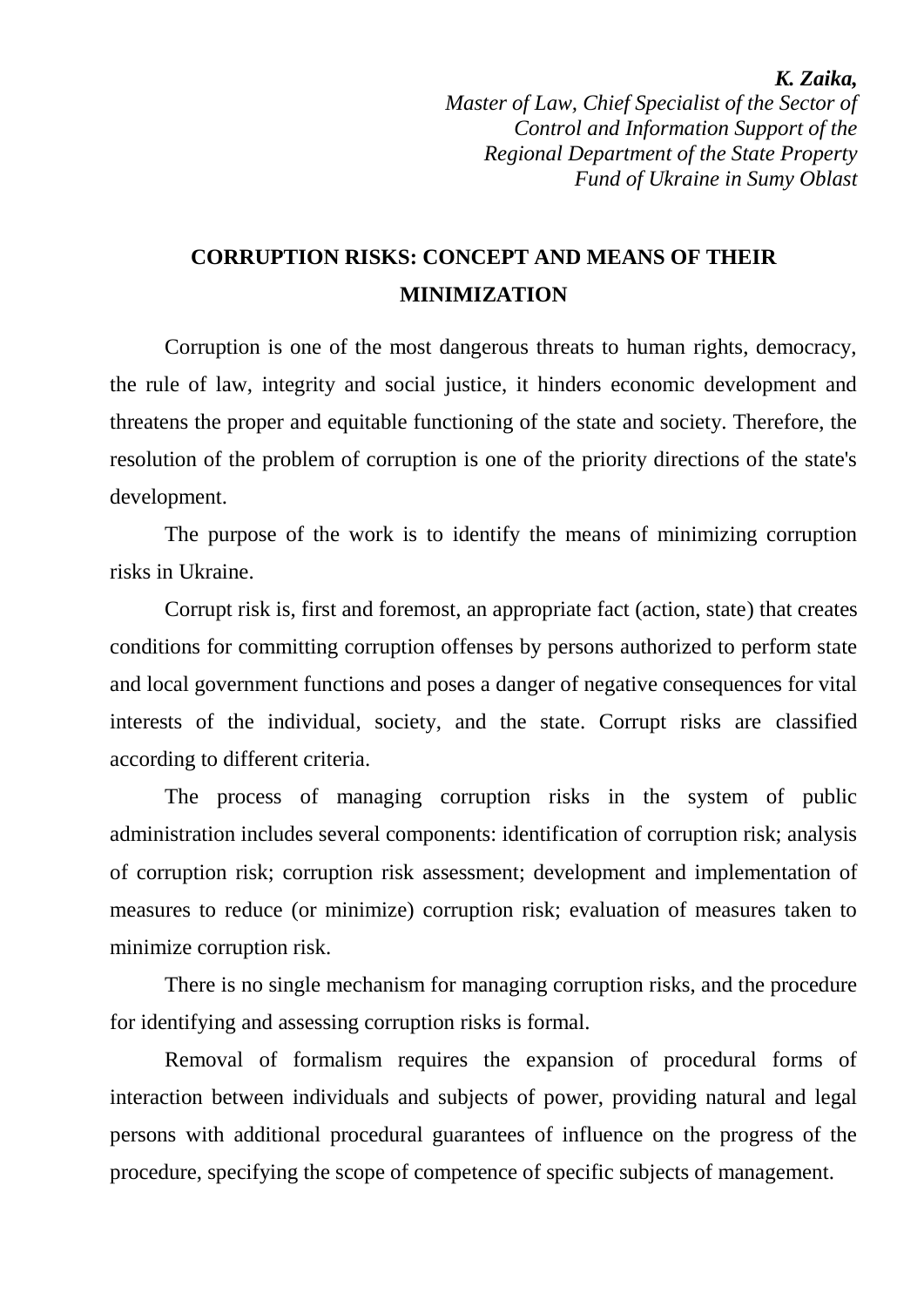***K. Zaika,***
*Master of Law, Chief Specialist of the Sector of Control and Information Support of the Regional Department of the State Property Fund of Ukraine in Sumy Oblast*

## CORRUPTION RISKS: CONCEPT AND MEANS OF THEIR MINIMIZATION

Corruption is one of the most dangerous threats to human rights, democracy, the rule of law, integrity and social justice, it hinders economic development and threatens the proper and equitable functioning of the state and society. Therefore, the resolution of the problem of corruption is one of the priority directions of the state's development.

The purpose of the work is to identify the means of minimizing corruption risks in Ukraine.

Corrupt risk is, first and foremost, an appropriate fact (action, state) that creates conditions for committing corruption offenses by persons authorized to perform state and local government functions and poses a danger of negative consequences for vital interests of the individual, society, and the state. Corrupt risks are classified according to different criteria.

The process of managing corruption risks in the system of public administration includes several components: identification of corruption risk; analysis of corruption risk; corruption risk assessment; development and implementation of measures to reduce (or minimize) corruption risk; evaluation of measures taken to minimize corruption risk.

There is no single mechanism for managing corruption risks, and the procedure for identifying and assessing corruption risks is formal.

Removal of formalism requires the expansion of procedural forms of interaction between individuals and subjects of power, providing natural and legal persons with additional procedural guarantees of influence on the progress of the procedure, specifying the scope of competence of specific subjects of management.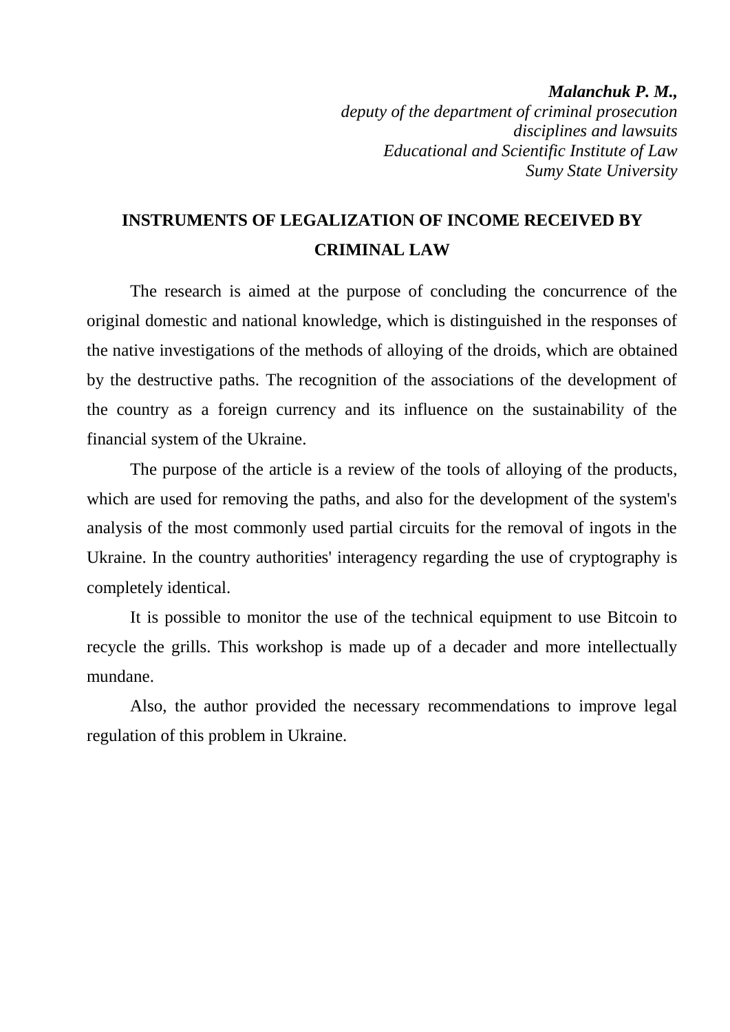***Malanchuk P. M.,***
*deputy of the department of criminal prosecution disciplines and lawsuits*
*Educational and Scientific Institute of Law*
*Sumy State University*

# INSTRUMENTS OF LEGALIZATION OF INCOME RECEIVED BY CRIMINAL LAW

The research is aimed at the purpose of concluding the concurrence of the original domestic and national knowledge, which is distinguished in the responses of the native investigations of the methods of alloying of the droids, which are obtained by the destructive paths. The recognition of the associations of the development of the country as a foreign currency and its influence on the sustainability of the financial system of the Ukraine.

The purpose of the article is a review of the tools of alloying of the products, which are used for removing the paths, and also for the development of the system's analysis of the most commonly used partial circuits for the removal of ingots in the Ukraine. In the country authorities' interagency regarding the use of cryptography is completely identical.

It is possible to monitor the use of the technical equipment to use Bitcoin to recycle the grills. This workshop is made up of a decader and more intellectually mundane.

Also, the author provided the necessary recommendations to improve legal regulation of this problem in Ukraine.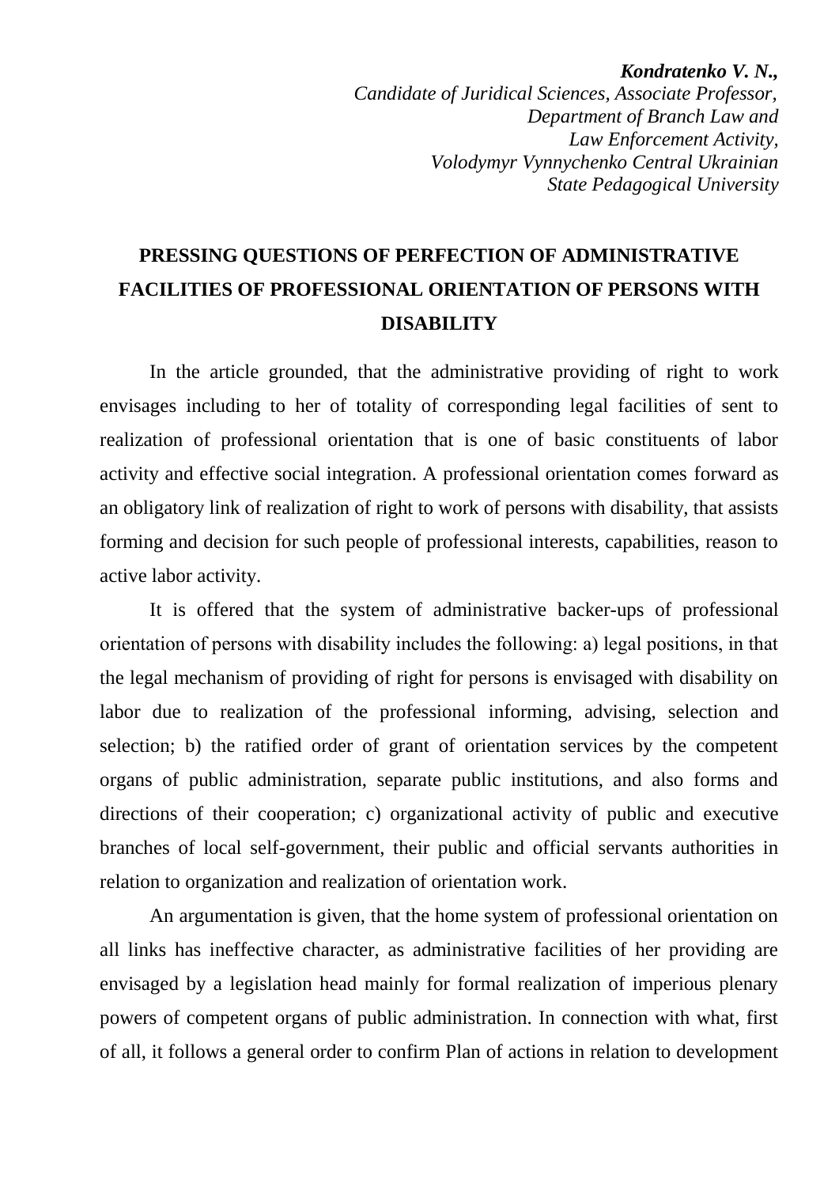***Kondratenko V. N.,***
*Candidate of Juridical Sciences, Associate Professor,*
*Department of Branch Law and*
*Law Enforcement Activity,*
*Volodymyr Vynnychenko Central Ukrainian*
*State Pedagogical University*

# PRESSING QUESTIONS OF PERFECTION OF ADMINISTRATIVE FACILITIES OF PROFESSIONAL ORIENTATION OF PERSONS WITH DISABILITY

In the article grounded, that the administrative providing of right to work envisages including to her of totality of corresponding legal facilities of sent to realization of professional orientation that is one of basic constituents of labor activity and effective social integration. A professional orientation comes forward as an obligatory link of realization of right to work of persons with disability, that assists forming and decision for such people of professional interests, capabilities, reason to active labor activity.

It is offered that the system of administrative backer-ups of professional orientation of persons with disability includes the following: a) legal positions, in that the legal mechanism of providing of right for persons is envisaged with disability on labor due to realization of the professional informing, advising, selection and selection; b) the ratified order of grant of orientation services by the competent organs of public administration, separate public institutions, and also forms and directions of their cooperation; c) organizational activity of public and executive branches of local self-government, their public and official servants authorities in relation to organization and realization of orientation work.

An argumentation is given, that the home system of professional orientation on all links has ineffective character, as administrative facilities of her providing are envisaged by a legislation head mainly for formal realization of imperious plenary powers of competent organs of public administration. In connection with what, first of all, it follows a general order to confirm Plan of actions in relation to development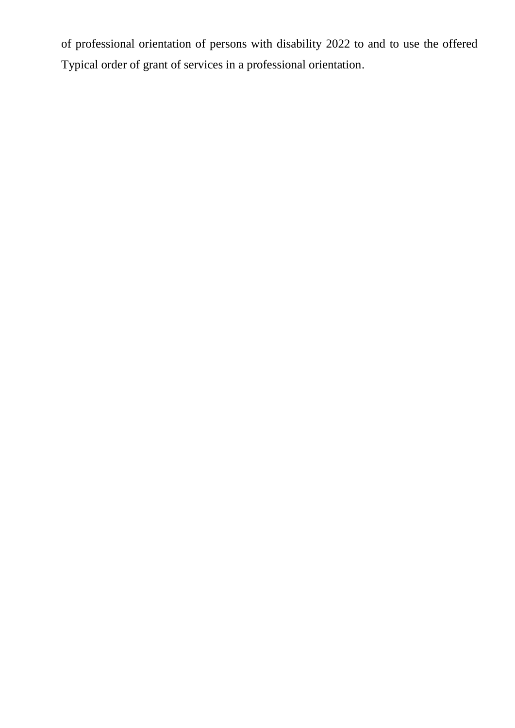of professional orientation of persons with disability 2022 to and to use the offered Typical order of grant of services in a professional orientation.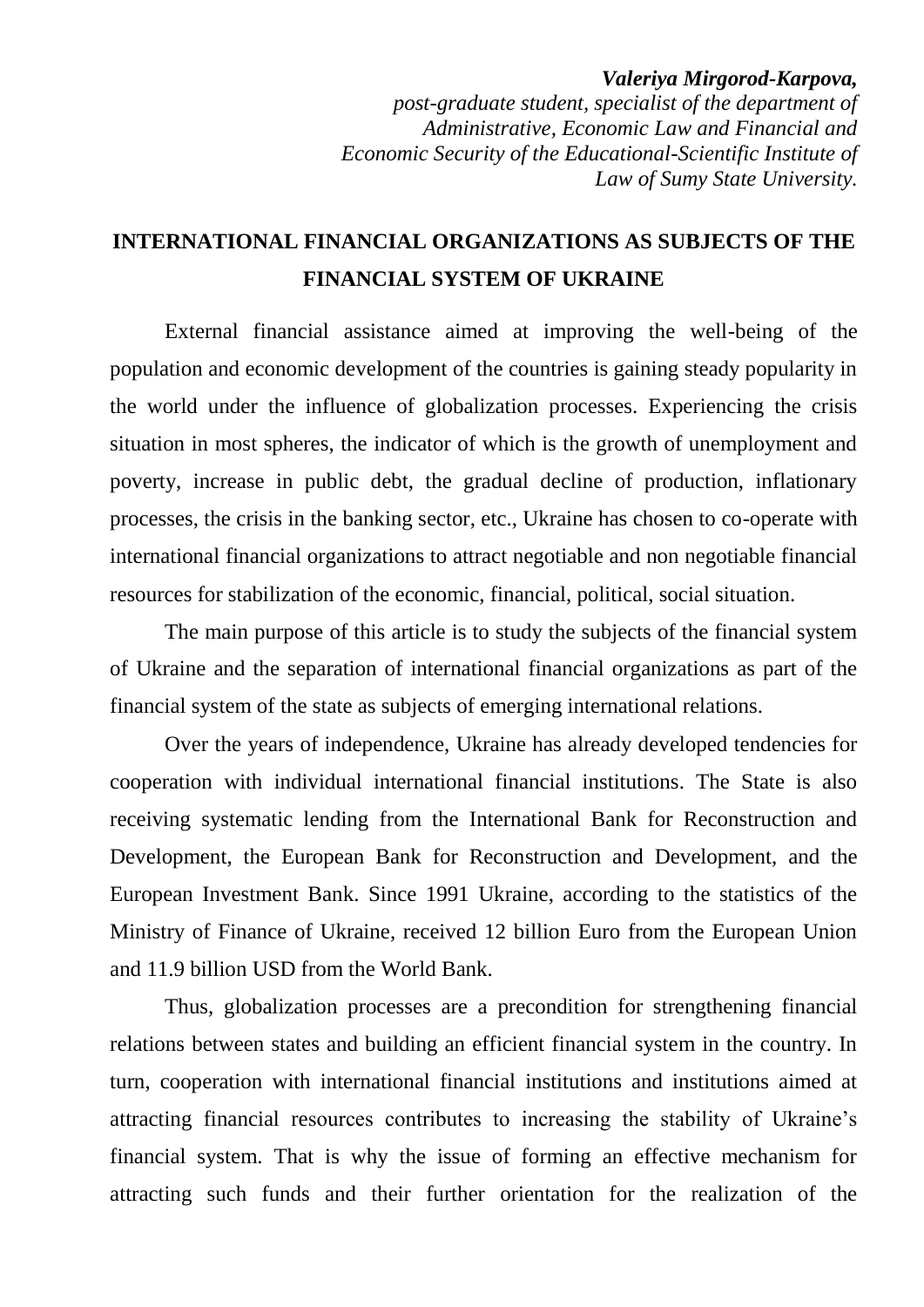***Valeriya Mirgorod-Karpova,***
*post-graduate student, specialist of the department of Administrative, Economic Law and Financial and Economic Security of the Educational-Scientific Institute of Law of Sumy State University.*

# INTERNATIONAL FINANCIAL ORGANIZATIONS AS SUBJECTS OF THE FINANCIAL SYSTEM OF UKRAINE

External financial assistance aimed at improving the well-being of the population and economic development of the countries is gaining steady popularity in the world under the influence of globalization processes. Experiencing the crisis situation in most spheres, the indicator of which is the growth of unemployment and poverty, increase in public debt, the gradual decline of production, inflationary processes, the crisis in the banking sector, etc., Ukraine has chosen to co-operate with international financial organizations to attract negotiable and non negotiable financial resources for stabilization of the economic, financial, political, social situation.

The main purpose of this article is to study the subjects of the financial system of Ukraine and the separation of international financial organizations as part of the financial system of the state as subjects of emerging international relations.

Over the years of independence, Ukraine has already developed tendencies for cooperation with individual international financial institutions. The State is also receiving systematic lending from the International Bank for Reconstruction and Development, the European Bank for Reconstruction and Development, and the European Investment Bank. Since 1991 Ukraine, according to the statistics of the Ministry of Finance of Ukraine, received 12 billion Euro from the European Union and 11.9 billion USD from the World Bank.

Thus, globalization processes are a precondition for strengthening financial relations between states and building an efficient financial system in the country. In turn, cooperation with international financial institutions and institutions aimed at attracting financial resources contributes to increasing the stability of Ukraine's financial system. That is why the issue of forming an effective mechanism for attracting such funds and their further orientation for the realization of the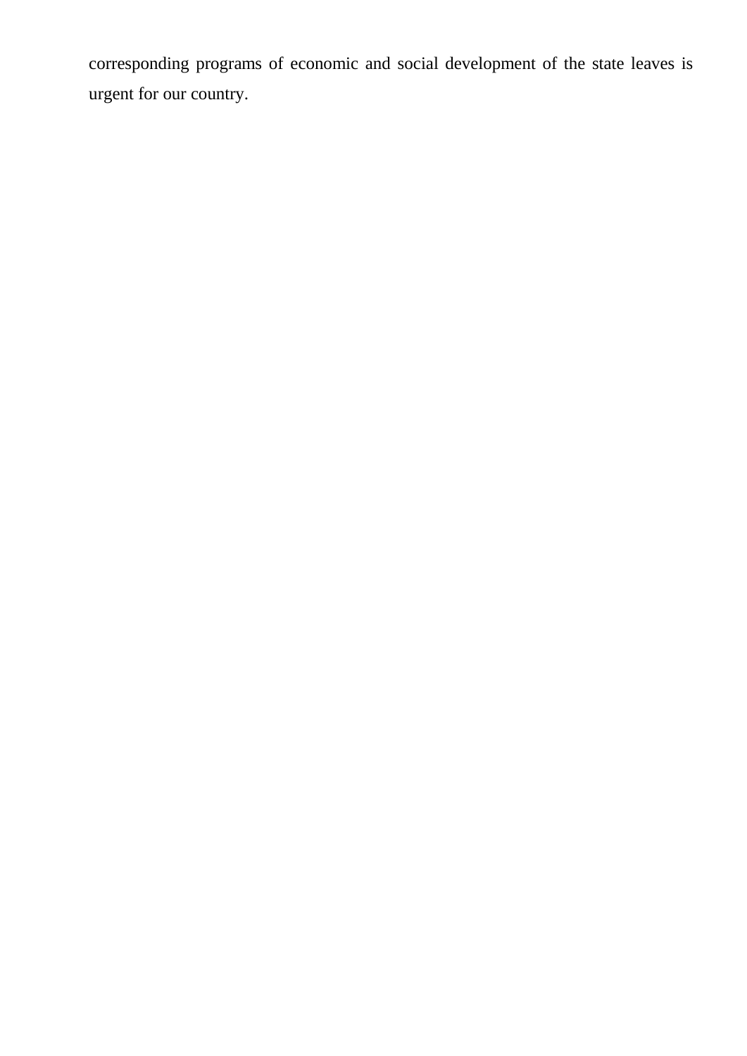corresponding programs of economic and social development of the state leaves is urgent for our country.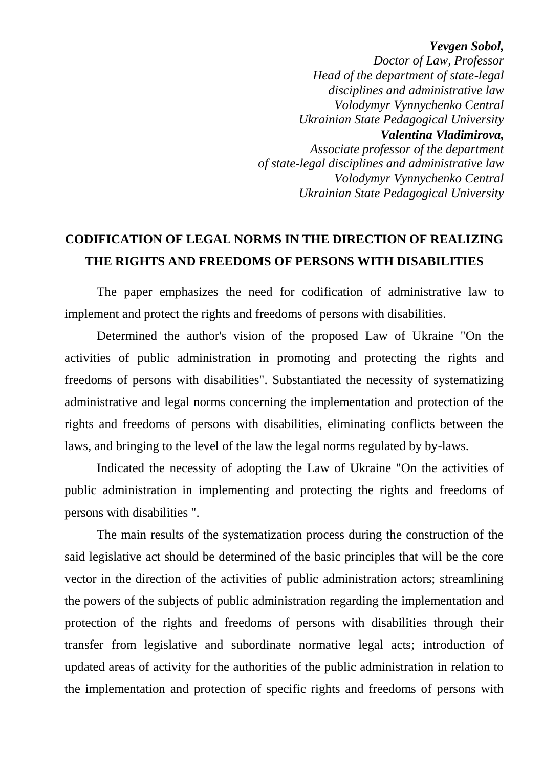***Yevgen Sobol,***
*Doctor of Law, Professor*
*Head of the department of state-legal disciplines and administrative law*
*Volodymyr Vynnychenko Central Ukrainian State Pedagogical University*
***Valentina Vladimirova,***
*Associate professor of the department of state-legal disciplines and administrative law*
*Volodymyr Vynnychenko Central Ukrainian State Pedagogical University*

# CODIFICATION OF LEGAL NORMS IN THE DIRECTION OF REALIZING THE RIGHTS AND FREEDOMS OF PERSONS WITH DISABILITIES

The paper emphasizes the need for codification of administrative law to implement and protect the rights and freedoms of persons with disabilities.

Determined the author's vision of the proposed Law of Ukraine "On the activities of public administration in promoting and protecting the rights and freedoms of persons with disabilities". Substantiated the necessity of systematizing administrative and legal norms concerning the implementation and protection of the rights and freedoms of persons with disabilities, eliminating conflicts between the laws, and bringing to the level of the law the legal norms regulated by by-laws.

Indicated the necessity of adopting the Law of Ukraine "On the activities of public administration in implementing and protecting the rights and freedoms of persons with disabilities ".

The main results of the systematization process during the construction of the said legislative act should be determined of the basic principles that will be the core vector in the direction of the activities of public administration actors; streamlining the powers of the subjects of public administration regarding the implementation and protection of the rights and freedoms of persons with disabilities through their transfer from legislative and subordinate normative legal acts; introduction of updated areas of activity for the authorities of the public administration in relation to the implementation and protection of specific rights and freedoms of persons with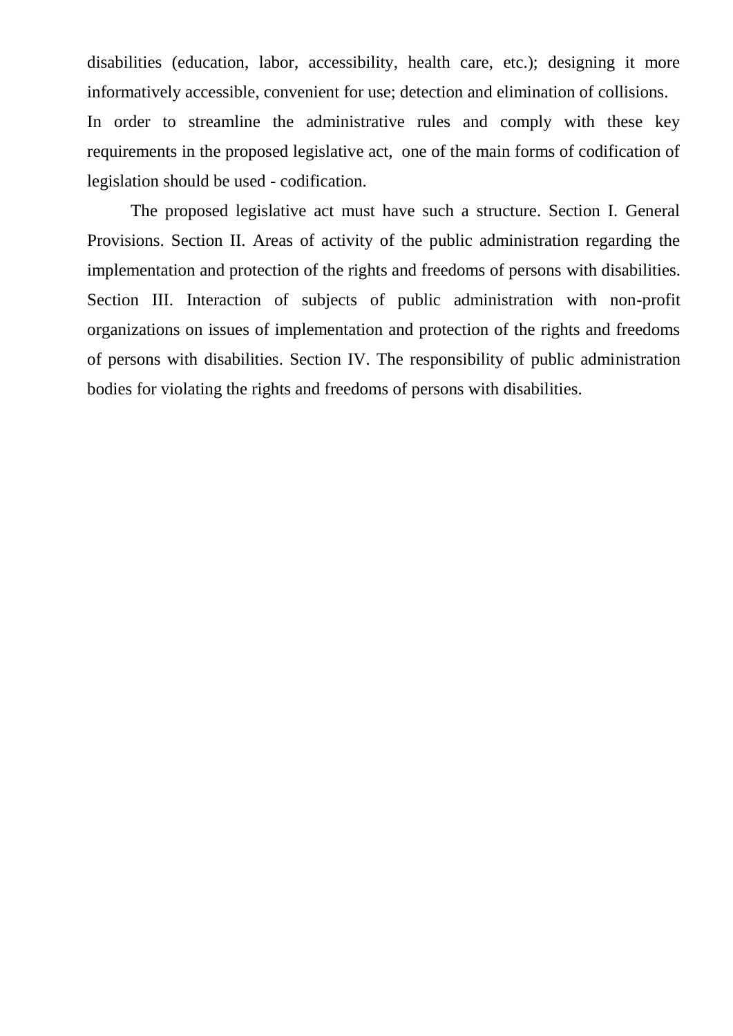disabilities (education, labor, accessibility, health care, etc.); designing it more informatively accessible, convenient for use; detection and elimination of collisions.
In order to streamline the administrative rules and comply with these key requirements in the proposed legislative act, one of the main forms of codification of legislation should be used - codification.

The proposed legislative act must have such a structure. Section I. General Provisions. Section II. Areas of activity of the public administration regarding the implementation and protection of the rights and freedoms of persons with disabilities. Section III. Interaction of subjects of public administration with non-profit organizations on issues of implementation and protection of the rights and freedoms of persons with disabilities. Section IV. The responsibility of public administration bodies for violating the rights and freedoms of persons with disabilities.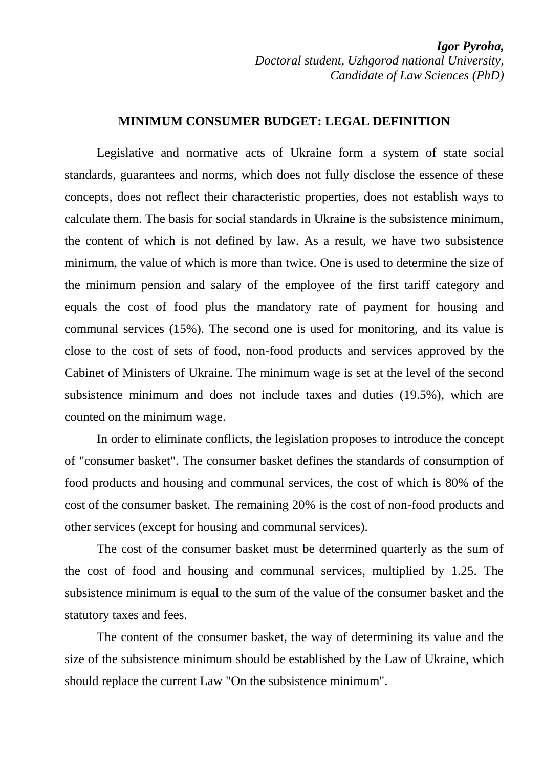***Igor Pyroha,***
*Doctoral student, Uzhgorod national University,*
*Candidate of Law Sciences (PhD)*

## MINIMUM CONSUMER BUDGET: LEGAL DEFINITION

Legislative and normative acts of Ukraine form a system of state social standards, guarantees and norms, which does not fully disclose the essence of these concepts, does not reflect their characteristic properties, does not establish ways to calculate them. The basis for social standards in Ukraine is the subsistence minimum, the content of which is not defined by law. As a result, we have two subsistence minimum, the value of which is more than twice. One is used to determine the size of the minimum pension and salary of the employee of the first tariff category and equals the cost of food plus the mandatory rate of payment for housing and communal services (15%). The second one is used for monitoring, and its value is close to the cost of sets of food, non-food products and services approved by the Cabinet of Ministers of Ukraine. The minimum wage is set at the level of the second subsistence minimum and does not include taxes and duties (19.5%), which are counted on the minimum wage.

In order to eliminate conflicts, the legislation proposes to introduce the concept of "consumer basket". The consumer basket defines the standards of consumption of food products and housing and communal services, the cost of which is 80% of the cost of the consumer basket. The remaining 20% is the cost of non-food products and other services (except for housing and communal services).

The cost of the consumer basket must be determined quarterly as the sum of the cost of food and housing and communal services, multiplied by 1.25. The subsistence minimum is equal to the sum of the value of the consumer basket and the statutory taxes and fees.

The content of the consumer basket, the way of determining its value and the size of the subsistence minimum should be established by the Law of Ukraine, which should replace the current Law "On the subsistence minimum".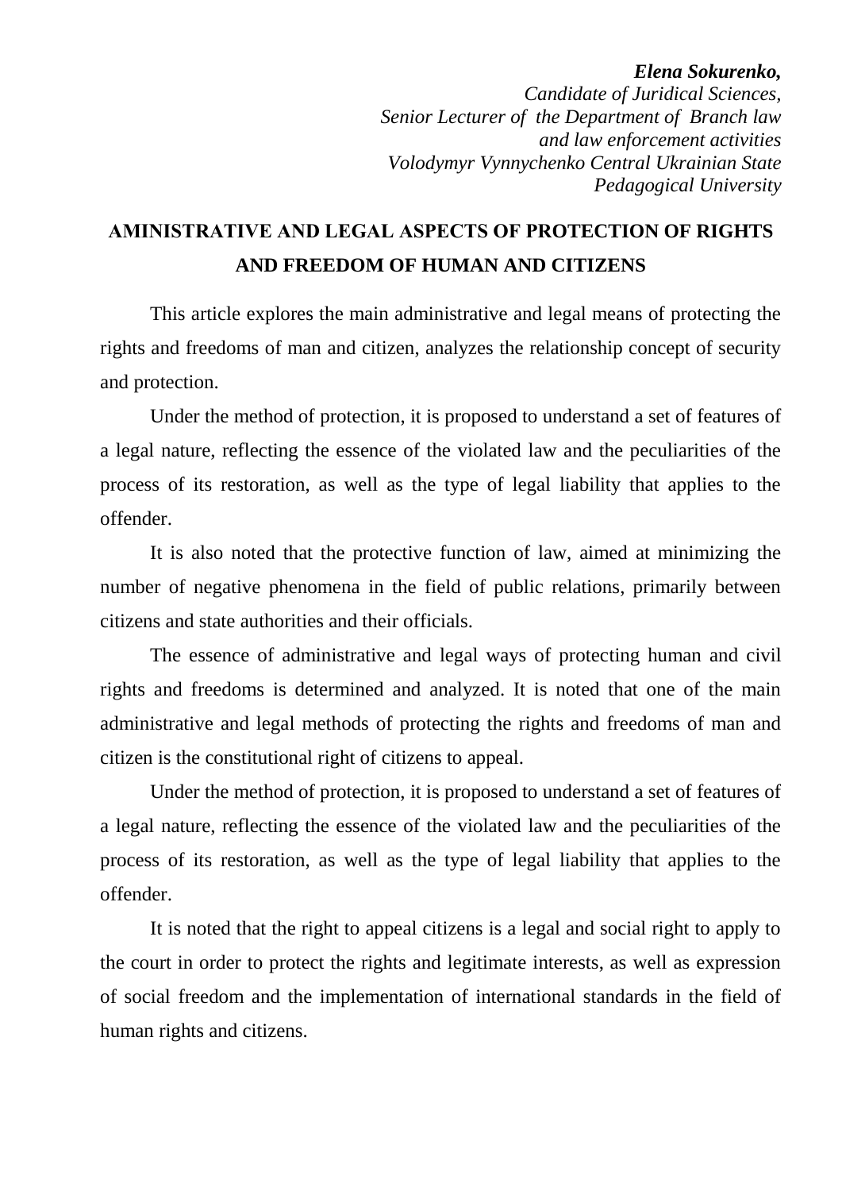***Elena Sokurenko,***
*Candidate of Juridical Sciences,*
*Senior Lecturer of the Department of Branch law*
*and law enforcement activities*
*Volodymyr Vynnychenko Central Ukrainian State*
*Pedagogical University*

## AMINISTRATIVE AND LEGAL ASPECTS OF PROTECTION OF RIGHTS AND FREEDOM OF HUMAN AND CITIZENS

This article explores the main administrative and legal means of protecting the rights and freedoms of man and citizen, analyzes the relationship concept of security and protection.

Under the method of protection, it is proposed to understand a set of features of a legal nature, reflecting the essence of the violated law and the peculiarities of the process of its restoration, as well as the type of legal liability that applies to the offender.

It is also noted that the protective function of law, aimed at minimizing the number of negative phenomena in the field of public relations, primarily between citizens and state authorities and their officials.

The essence of administrative and legal ways of protecting human and civil rights and freedoms is determined and analyzed. It is noted that one of the main administrative and legal methods of protecting the rights and freedoms of man and citizen is the constitutional right of citizens to appeal.

Under the method of protection, it is proposed to understand a set of features of a legal nature, reflecting the essence of the violated law and the peculiarities of the process of its restoration, as well as the type of legal liability that applies to the offender.

It is noted that the right to appeal citizens is a legal and social right to apply to the court in order to protect the rights and legitimate interests, as well as expression of social freedom and the implementation of international standards in the field of human rights and citizens.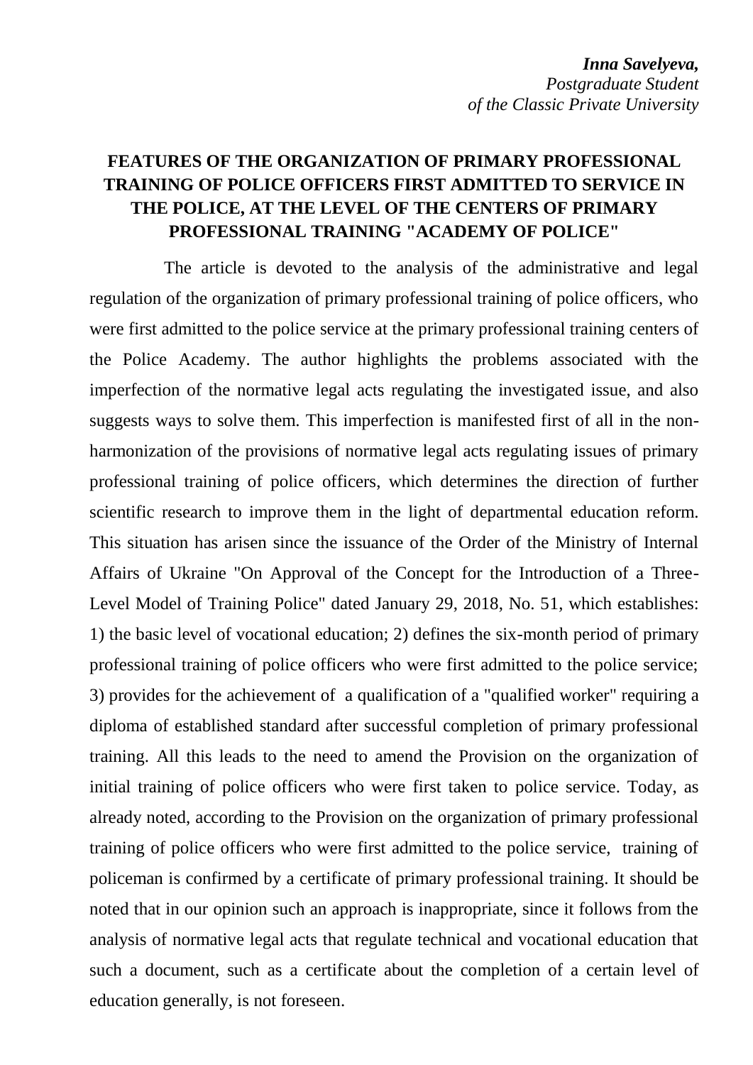***Inna Savelyeva,***
*Postgraduate Student*
*of the Classic Private University*

## FEATURES OF THE ORGANIZATION OF PRIMARY PROFESSIONAL TRAINING OF POLICE OFFICERS FIRST ADMITTED TO SERVICE IN THE POLICE, AT THE LEVEL OF THE CENTERS OF PRIMARY PROFESSIONAL TRAINING "ACADEMY OF POLICE"

The article is devoted to the analysis of the administrative and legal regulation of the organization of primary professional training of police officers, who were first admitted to the police service at the primary professional training centers of the Police Academy. The author highlights the problems associated with the imperfection of the normative legal acts regulating the investigated issue, and also suggests ways to solve them. This imperfection is manifested first of all in the non-harmonization of the provisions of normative legal acts regulating issues of primary professional training of police officers, which determines the direction of further scientific research to improve them in the light of departmental education reform. This situation has arisen since the issuance of the Order of the Ministry of Internal Affairs of Ukraine "On Approval of the Concept for the Introduction of a Three-Level Model of Training Police" dated January 29, 2018, No. 51, which establishes: 1) the basic level of vocational education; 2) defines the six-month period of primary professional training of police officers who were first admitted to the police service; 3) provides for the achievement of a qualification of a "qualified worker" requiring a diploma of established standard after successful completion of primary professional training. All this leads to the need to amend the Provision on the organization of initial training of police officers who were first taken to police service. Today, as already noted, according to the Provision on the organization of primary professional training of police officers who were first admitted to the police service, training of policeman is confirmed by a certificate of primary professional training. It should be noted that in our opinion such an approach is inappropriate, since it follows from the analysis of normative legal acts that regulate technical and vocational education that such a document, such as a certificate about the completion of a certain level of education generally, is not foreseen.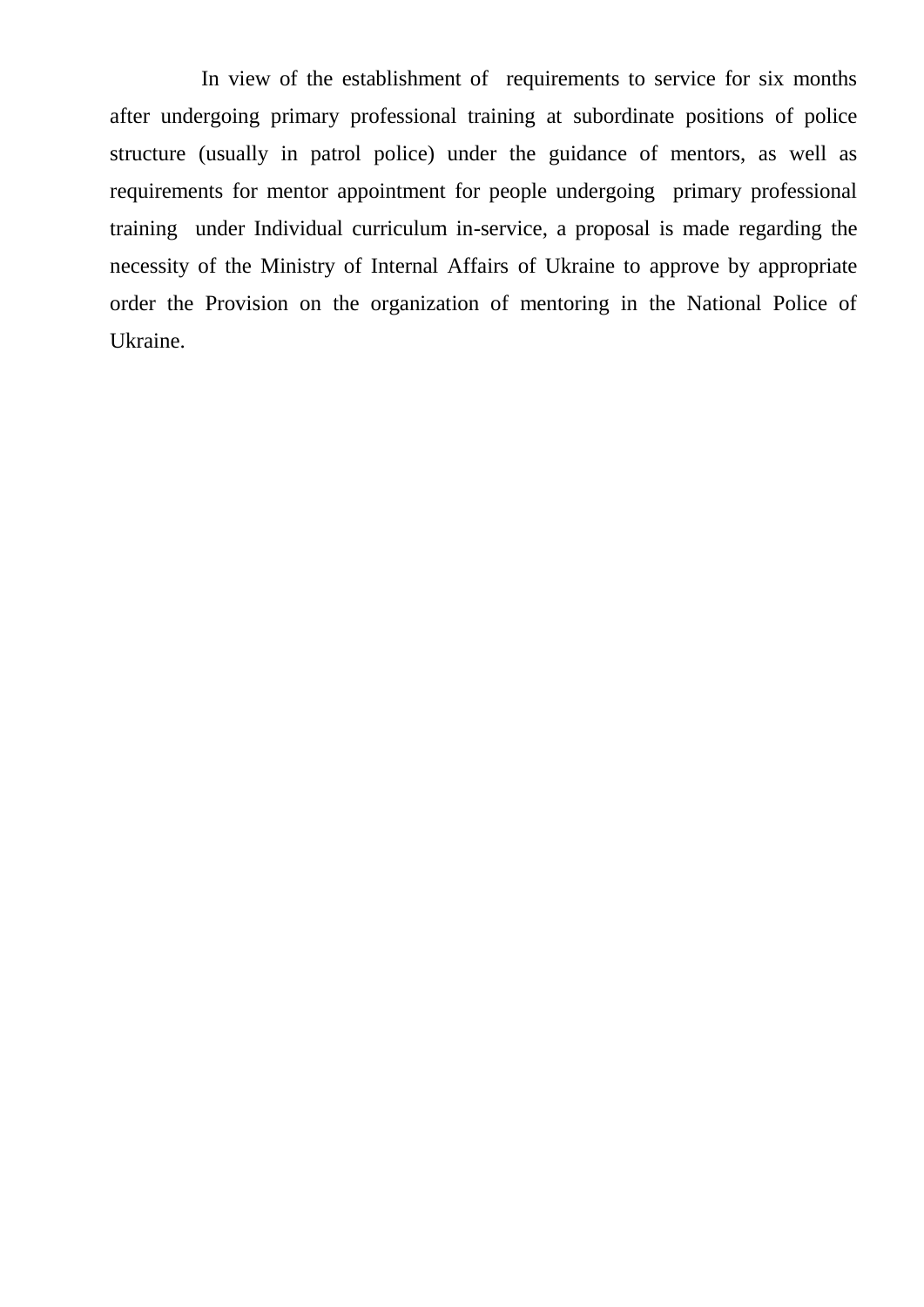In view of the establishment of requirements to service for six months after undergoing primary professional training at subordinate positions of police structure (usually in patrol police) under the guidance of mentors, as well as requirements for mentor appointment for people undergoing primary professional training under Individual curriculum in-service, a proposal is made regarding the necessity of the Ministry of Internal Affairs of Ukraine to approve by appropriate order the Provision on the organization of mentoring in the National Police of Ukraine.